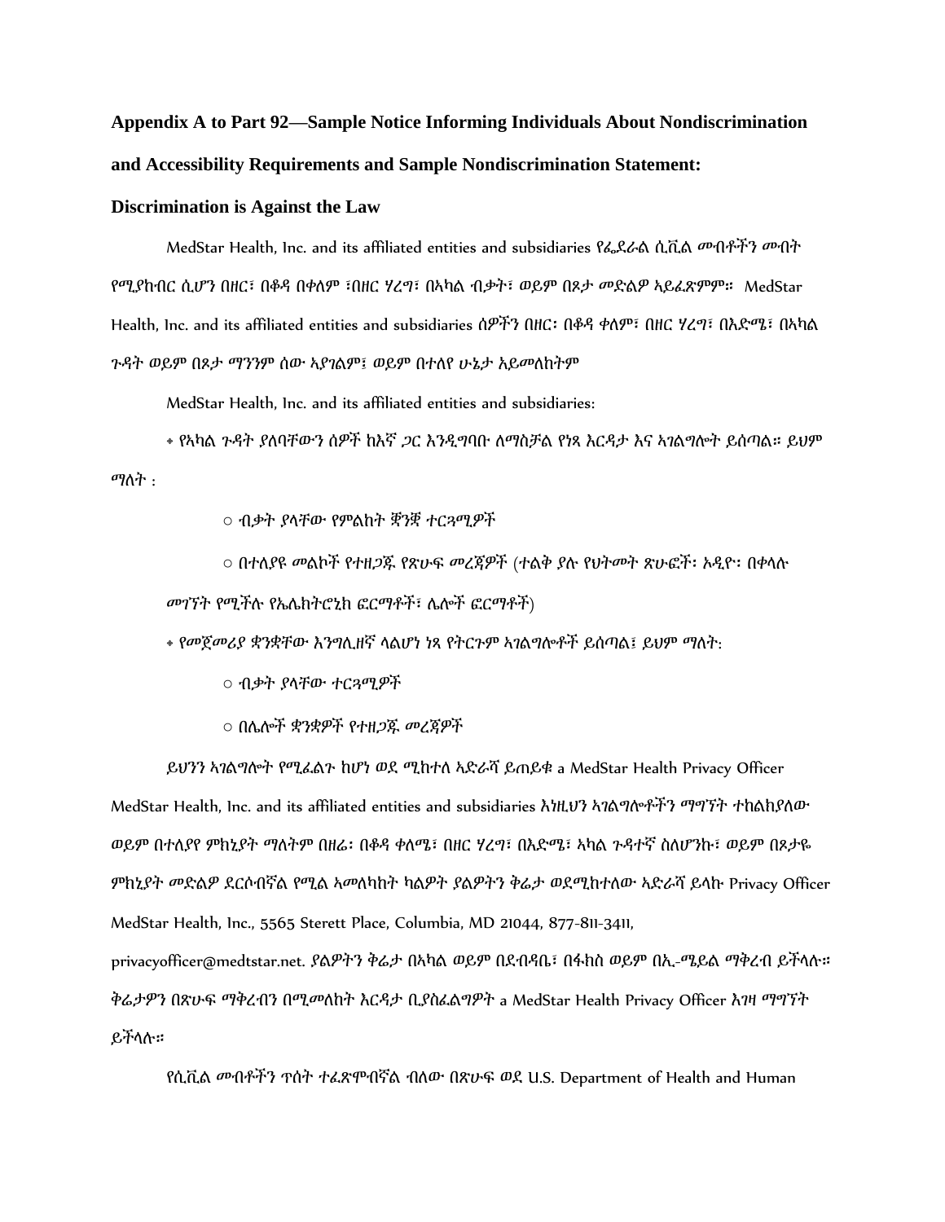**Appendix A to Part 92—Sample Notice Informing Individuals About Nondiscrimination and Accessibility Requirements and Sample Nondiscrimination Statement:**

**Discrimination is Against the Law**

MedStar Health, Inc. and its affiliated entities and subsidiaries የፌደራል ሲቪል መብቶችን መብት የሚያከብር ሲሆን በዘር፣ በቆዳ በቀለም ፣በዘር ሃረግ፣ በአካል ብቃት፣ ወይም በጾታ መድልዎ አይፈጽምም። MedStar Health, Inc. and its affiliated entities and subsidiaries ሰዎችን በዘር፡ በቆዳ ቀለም፣ በዘር ሃረግ፣ በእድሜ፣ በአካል ጉዳት ወይም በጾታ ማንንም ሰው አያገልም፤ ወይም በተለየ ሁኔታ አይመለከትም

MedStar Health, Inc. and its affiliated entities and subsidiaries:

- የአካል ጉዳት ያለባቸውን ሰዎች ከእኛ ጋር እንዲግባቡ ለማስቻል የነጻ እርዳታ እና አገልግሎት ይሰጣል። ይህም ማለት :
  - ብቃት ያላቸው የምልከት ቋንቋ ተርጓሚዎች
  - በተለያዩ መልኮች የተዘጋጁ የጽሁፍ መረጃዎች (ተልቅ ያሉ የህትመት ጽሁፎች፡ ኦዲዮ፡ በቀላሉ መገኘት የሚችሉ የኤሌክትሮኒክ ፎርማቶች፣ ሌሎች ፎርማቶች)
- የመጀመሪያ ቋንቋቸው እንግሊዘኛ ላልሆነ ነጻ የትርጉም አገልግሎቶች ይሰጣል፤ ይህም ማለት:
  - ብቃት ያላቸው ተርጓሚዎች
  - በሌሎች ቋንቋዎች የተዘጋጁ መረጃዎች

ይህንን አገልግሎት የሚፈልጉ ከሆነ ወደ ሚከተለ አድራሻ ይጠይቁ a MedStar Health Privacy Officer MedStar Health, Inc. and its affiliated entities and subsidiaries እነዚህን አገልግሎቶችን ማግኘት ተከልክያለው ወይም በተለያየ ምክኒያት ማለትም በዘሬ፡ በቆዳ ቀለሜ፣ በዘር ሃረግ፣ በእድሜ፣ አካል ጉዳተኛ ስለሆንኩ፣ ወይም በጾታዬ ምክኒያት መድልዎ ደርሶብኛል የሚል ኣመለካከት ካልዎት ያልዎትን ቅሬታ ወደሚከተለው አድራሻ ይላኩ Privacy Officer MedStar Health, Inc., 5565 Sterett Place, Columbia, MD 21044, 877-811-3411, privacyofficer@medtstar.net. ያልዎትን ቅሬታ በአካል ወይም በደብዳቤ፣ በፋክስ ወይም በኢ-ሜይል ማቅረብ ይችላሉ። ቅሬታዎን በጽሁፍ ማቅረብን በሚመለከት እርዳታ ቢያስፈልግዎት a MedStar Health Privacy Officer እገዛ ማግኘት ይችላሉ።

የሲቪል መብቶችን ጥሰት ተፈጽሞብኛል ብለው በጽሁፍ ወደ U.S. Department of Health and Human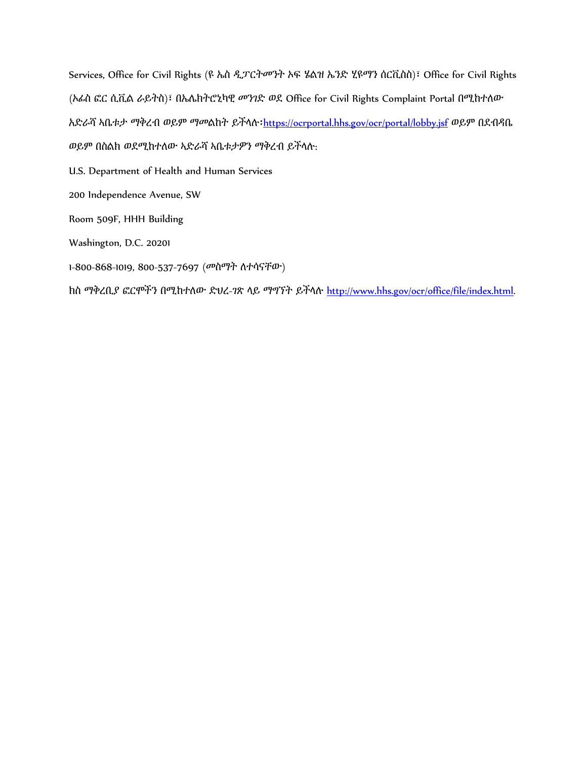Services, Office for Civil Rights (ዩ ኤስ ዲፓርትመንት ኦፍ ሄልዝ ኤንድ ሂዩማን ሰርቪስስ)፣ Office for Civil Rights (ኦፊስ ፎር ሲቪል ራይትስ)፣ በኤሌክትሮኒካዊ መንገድ ወደ Office for Civil Rights Complaint Portal በሚከተለው አድራሻ ኣቤቱታ ማቅረብ ወይም ማመልከት ይችላሉ፡https://ocrportal.hhs.gov/ocr/portal/lobby.jsf ወይም በደብዳቤ ወይም በስልክ ወደሚከተለው ኣድራሻ ኣቤቱታዎን ማቅረብ ይችላሉ:

U.S. Department of Health and Human Services

200 Independence Avenue, SW

Room 509F, HHH Building

Washington, D.C. 20201

1-800-868-1019, 800-537-7697 (መስማት ለተሳናቸው)

ክስ ማቅረቢያ ፎርሞችን በሚከተለው ድህረ-ገጽ ላይ ማግኘት ይችላሉ http://www.hhs.gov/ocr/office/file/index.html.